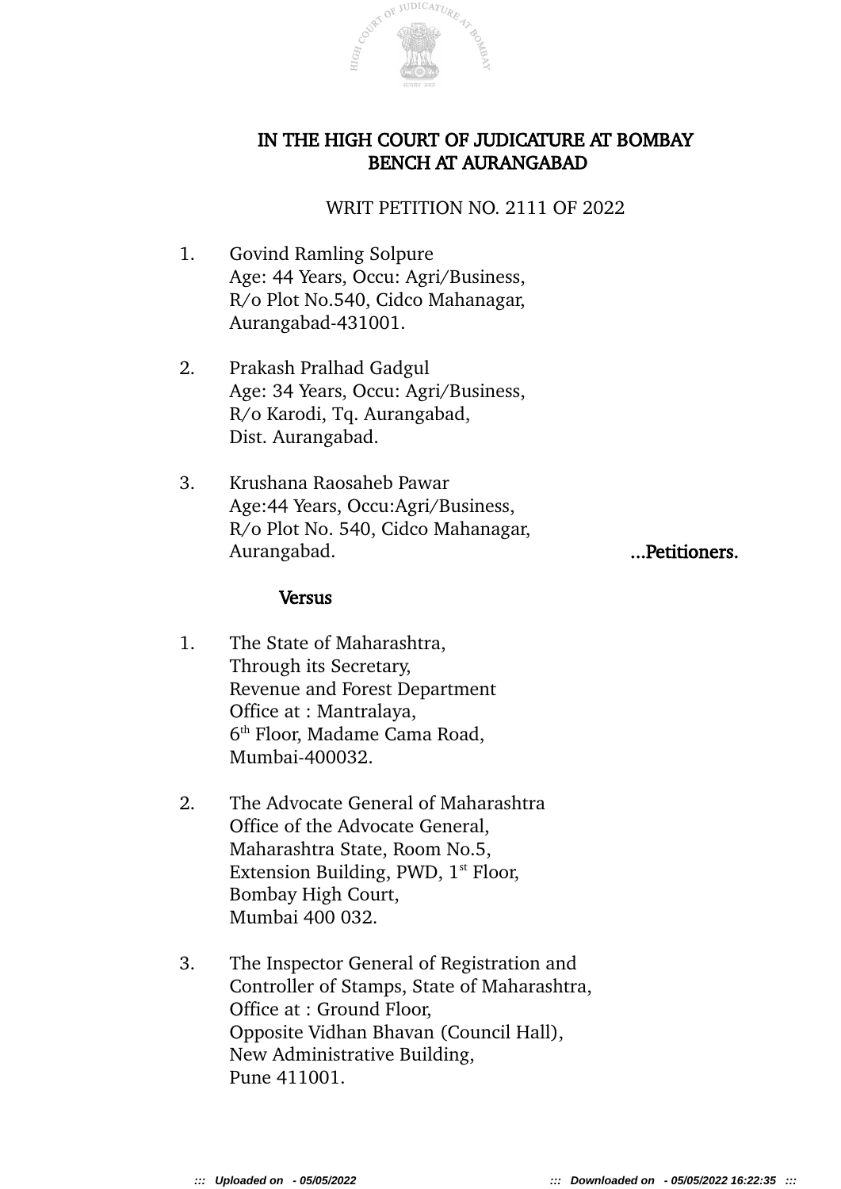**IN THE HIGH COURT OF JUDICATURE AT BOMBAY**
**BENCH AT AURANGABAD**

WRIT PETITION NO. 2111 OF 2022

1. Govind Ramling Solpure
   Age: 44 Years, Occu: Agri/Business,
   R/o Plot No.540, Cidco Mahanagar,
   Aurangabad-431001.

2. Prakash Pralhad Gadgul
   Age: 34 Years, Occu: Agri/Business,
   R/o Karodi, Tq. Aurangabad,
   Dist. Aurangabad.

3. Krushana Raosaheb Pawar
   Age:44 Years, Occu:Agri/Business,
   R/o Plot No. 540, Cidco Mahanagar,
   Aurangabad. **...Petitioners.**

**Versus**

1. The State of Maharashtra,
   Through its Secretary,
   Revenue and Forest Department
   Office at : Mantralaya,
   6th Floor, Madame Cama Road,
   Mumbai-400032.

2. The Advocate General of Maharashtra
   Office of the Advocate General,
   Maharashtra State, Room No.5,
   Extension Building, PWD, 1st Floor,
   Bombay High Court,
   Mumbai 400 032.

3. The Inspector General of Registration and
   Controller of Stamps, State of Maharashtra,
   Office at : Ground Floor,
   Opposite Vidhan Bhavan (Council Hall),
   New Administrative Building,
   Pune 411001.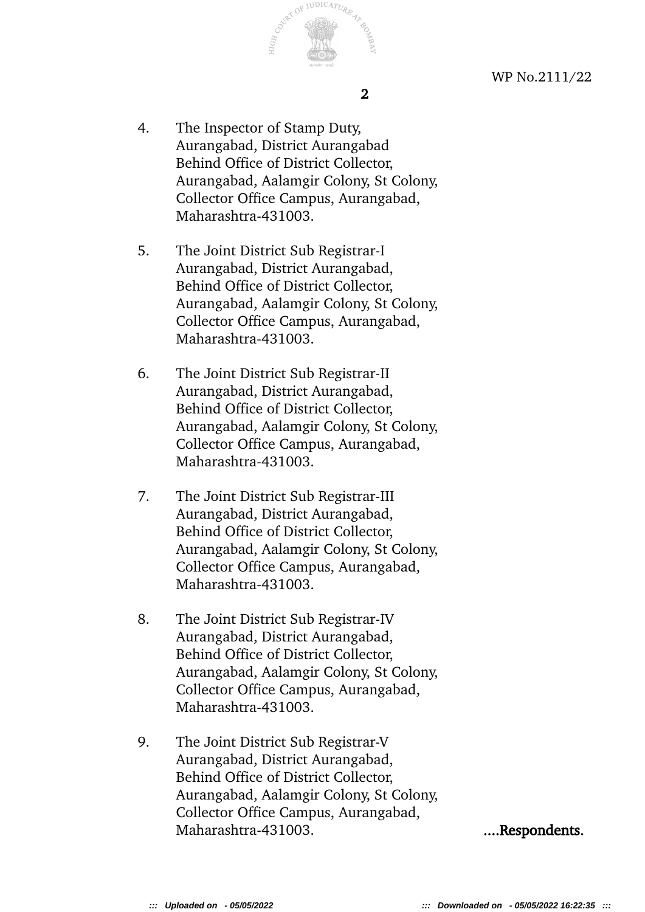4. The Inspector of Stamp Duty,
   Aurangabad, District Aurangabad
   Behind Office of District Collector,
   Aurangabad, Aalamgir Colony, St Colony,
   Collector Office Campus, Aurangabad,
   Maharashtra-431003.

5. The Joint District Sub Registrar-I
   Aurangabad, District Aurangabad,
   Behind Office of District Collector,
   Aurangabad, Aalamgir Colony, St Colony,
   Collector Office Campus, Aurangabad,
   Maharashtra-431003.

6. The Joint District Sub Registrar-II
   Aurangabad, District Aurangabad,
   Behind Office of District Collector,
   Aurangabad, Aalamgir Colony, St Colony,
   Collector Office Campus, Aurangabad,
   Maharashtra-431003.

7. The Joint District Sub Registrar-III
   Aurangabad, District Aurangabad,
   Behind Office of District Collector,
   Aurangabad, Aalamgir Colony, St Colony,
   Collector Office Campus, Aurangabad,
   Maharashtra-431003.

8. The Joint District Sub Registrar-IV
   Aurangabad, District Aurangabad,
   Behind Office of District Collector,
   Aurangabad, Aalamgir Colony, St Colony,
   Collector Office Campus, Aurangabad,
   Maharashtra-431003.

9. The Joint District Sub Registrar-V
   Aurangabad, District Aurangabad,
   Behind Office of District Collector,
   Aurangabad, Aalamgir Colony, St Colony,
   Collector Office Campus, Aurangabad,
   Maharashtra-431003.

**....Respondents.**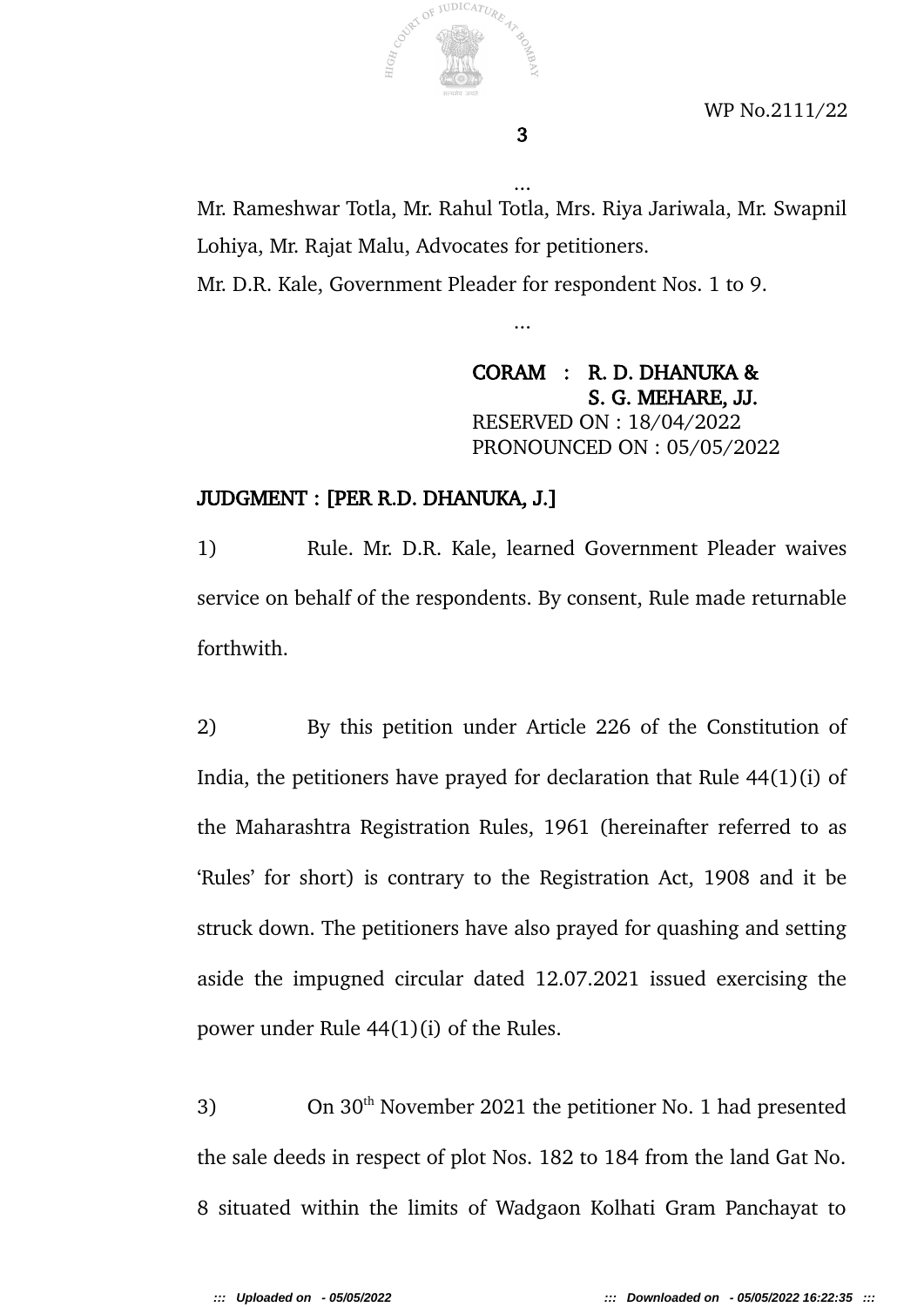...

Mr. Rameshwar Totla, Mr. Rahul Totla, Mrs. Riya Jariwala, Mr. Swapnil Lohiya, Mr. Rajat Malu, Advocates for petitioners.

Mr. D.R. Kale, Government Pleader for respondent Nos. 1 to 9.

...

**CORAM : R. D. DHANUKA & S. G. MEHARE, JJ.**

RESERVED ON : 18/04/2022

PRONOUNCED ON : 05/05/2022

**JUDGMENT : [PER R.D. DHANUKA, J.]**

1) Rule. Mr. D.R. Kale, learned Government Pleader waives service on behalf of the respondents. By consent, Rule made returnable forthwith.

2) By this petition under Article 226 of the Constitution of India, the petitioners have prayed for declaration that Rule 44(1)(i) of the Maharashtra Registration Rules, 1961 (hereinafter referred to as 'Rules' for short) is contrary to the Registration Act, 1908 and it be struck down. The petitioners have also prayed for quashing and setting aside the impugned circular dated 12.07.2021 issued exercising the power under Rule 44(1)(i) of the Rules.

3) On 30th November 2021 the petitioner No. 1 had presented the sale deeds in respect of plot Nos. 182 to 184 from the land Gat No. 8 situated within the limits of Wadgaon Kolhati Gram Panchayat to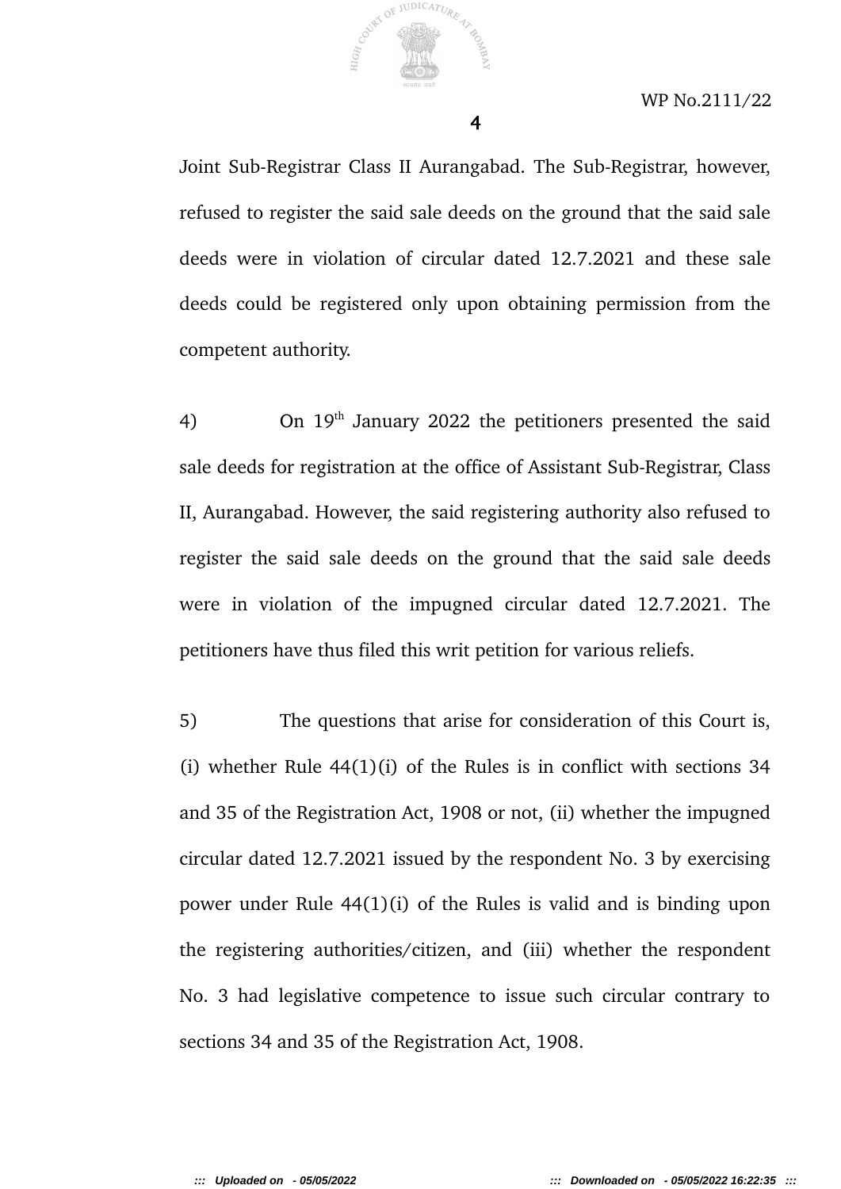Joint Sub-Registrar Class II Aurangabad. The Sub-Registrar, however, refused to register the said sale deeds on the ground that the said sale deeds were in violation of circular dated 12.7.2021 and these sale deeds could be registered only upon obtaining permission from the competent authority.

4) On 19th January 2022 the petitioners presented the said sale deeds for registration at the office of Assistant Sub-Registrar, Class II, Aurangabad. However, the said registering authority also refused to register the said sale deeds on the ground that the said sale deeds were in violation of the impugned circular dated 12.7.2021. The petitioners have thus filed this writ petition for various reliefs.

5) The questions that arise for consideration of this Court is, (i) whether Rule 44(1)(i) of the Rules is in conflict with sections 34 and 35 of the Registration Act, 1908 or not, (ii) whether the impugned circular dated 12.7.2021 issued by the respondent No. 3 by exercising power under Rule 44(1)(i) of the Rules is valid and is binding upon the registering authorities/citizen, and (iii) whether the respondent No. 3 had legislative competence to issue such circular contrary to sections 34 and 35 of the Registration Act, 1908.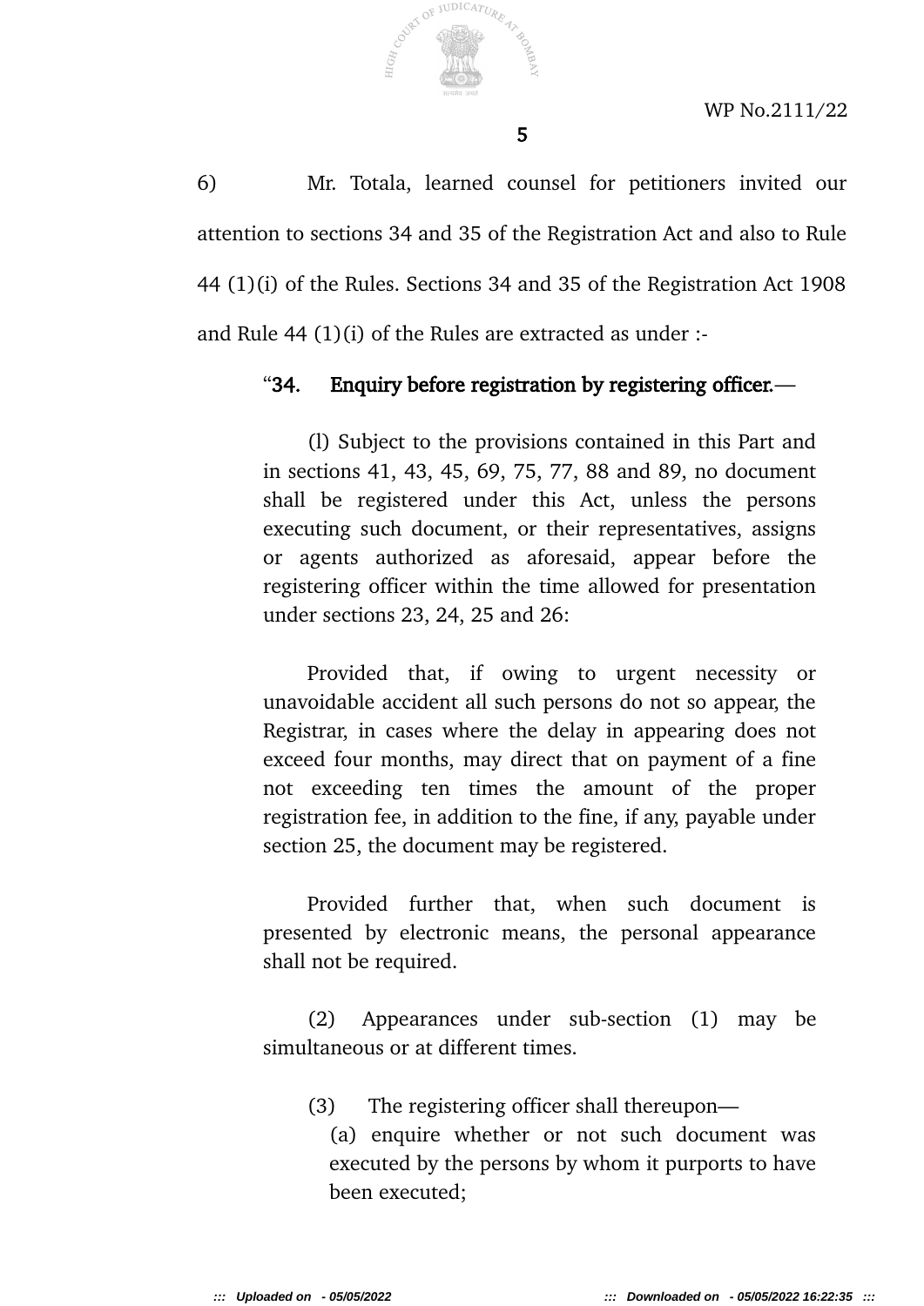6) Mr. Totala, learned counsel for petitioners invited our attention to sections 34 and 35 of the Registration Act and also to Rule 44 (1)(i) of the Rules. Sections 34 and 35 of the Registration Act 1908 and Rule 44 (1)(i) of the Rules are extracted as under :-

> “**34. Enquiry before registration by registering officer.**—
>
> (l) Subject to the provisions contained in this Part and in sections 41, 43, 45, 69, 75, 77, 88 and 89, no document shall be registered under this Act, unless the persons executing such document, or their representatives, assigns or agents authorized as aforesaid, appear before the registering officer within the time allowed for presentation under sections 23, 24, 25 and 26:
>
> Provided that, if owing to urgent necessity or unavoidable accident all such persons do not so appear, the Registrar, in cases where the delay in appearing does not exceed four months, may direct that on payment of a fine not exceeding ten times the amount of the proper registration fee, in addition to the fine, if any, payable under section 25, the document may be registered.
>
> Provided further that, when such document is presented by electronic means, the personal appearance shall not be required.
>
> (2) Appearances under sub-section (1) may be simultaneous or at different times.
>
> (3) The registering officer shall thereupon—
>
> (a) enquire whether or not such document was executed by the persons by whom it purports to have been executed;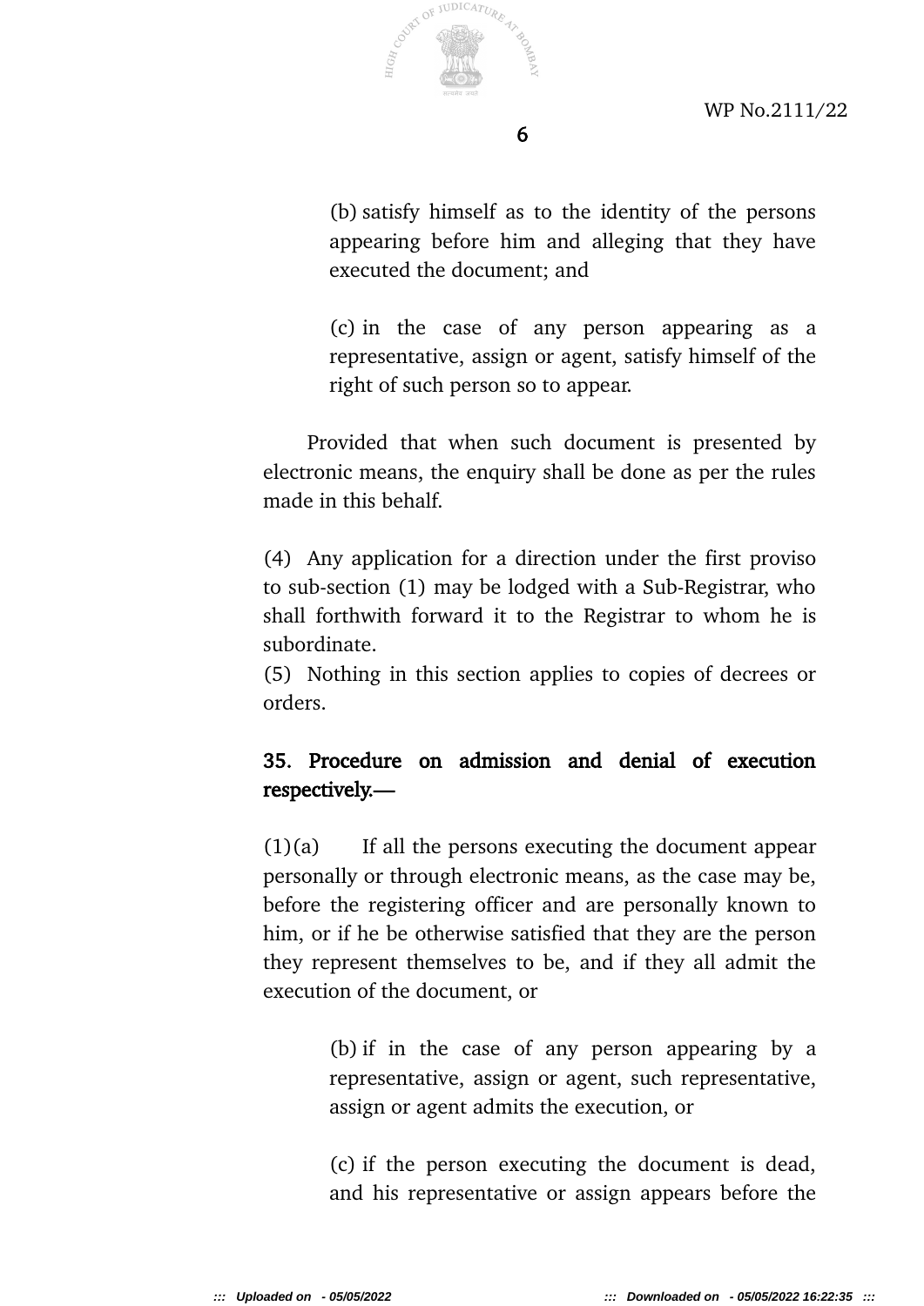(b) satisfy himself as to the identity of the persons appearing before him and alleging that they have executed the document; and

(c) in the case of any person appearing as a representative, assign or agent, satisfy himself of the right of such person so to appear.

Provided that when such document is presented by electronic means, the enquiry shall be done as per the rules made in this behalf.

(4) Any application for a direction under the first proviso to sub-section (1) may be lodged with a Sub-Registrar, who shall forthwith forward it to the Registrar to whom he is subordinate.

(5) Nothing in this section applies to copies of decrees or orders.

**35. Procedure on admission and denial of execution respectively.—**

(1)(a) If all the persons executing the document appear personally or through electronic means, as the case may be, before the registering officer and are personally known to him, or if he be otherwise satisfied that they are the person they represent themselves to be, and if they all admit the execution of the document, or

(b) if in the case of any person appearing by a representative, assign or agent, such representative, assign or agent admits the execution, or

(c) if the person executing the document is dead, and his representative or assign appears before the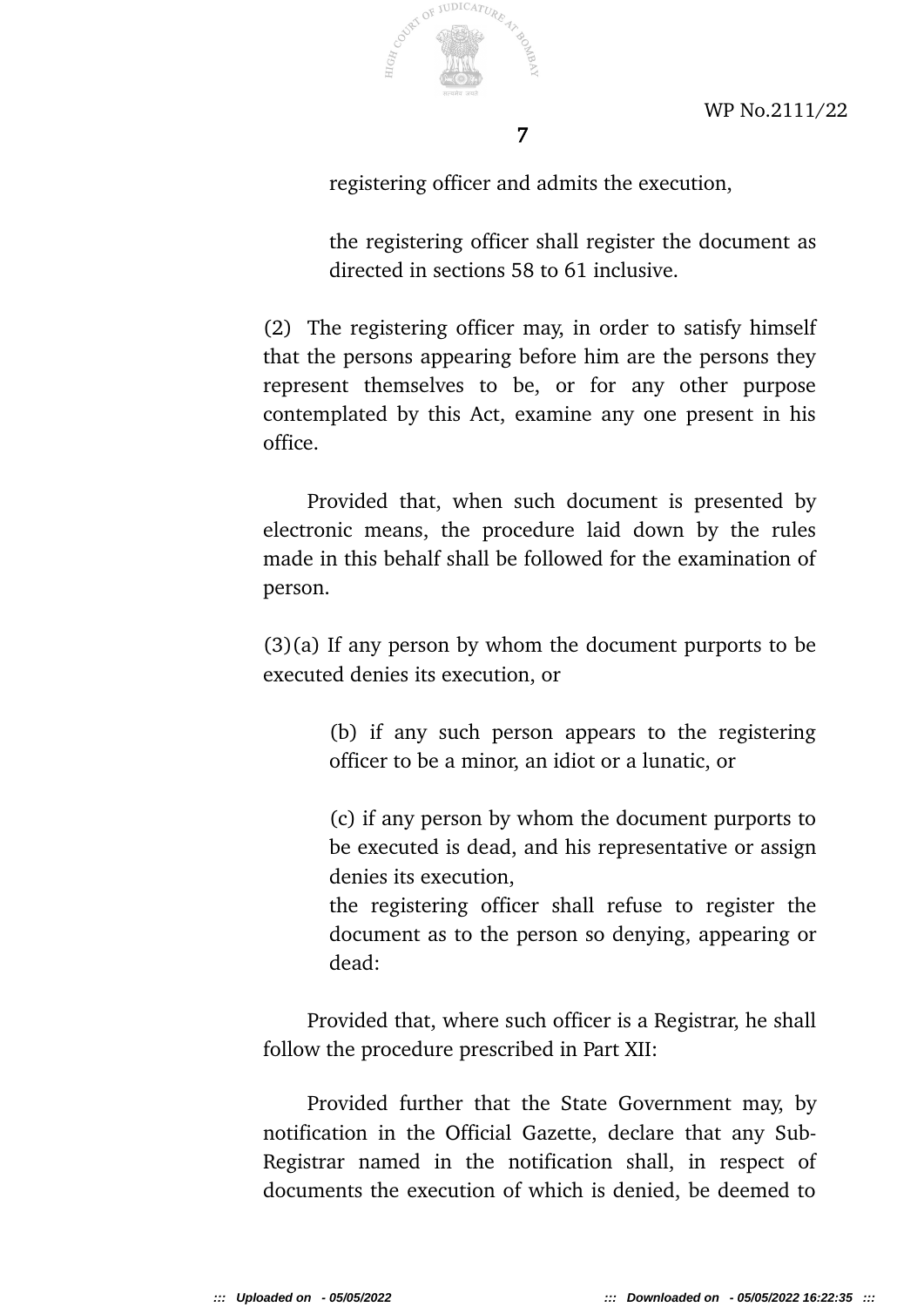registering officer and admits the execution,

the registering officer shall register the document as directed in sections 58 to 61 inclusive.

(2) The registering officer may, in order to satisfy himself that the persons appearing before him are the persons they represent themselves to be, or for any other purpose contemplated by this Act, examine any one present in his office.

Provided that, when such document is presented by electronic means, the procedure laid down by the rules made in this behalf shall be followed for the examination of person.

(3)(a) If any person by whom the document purports to be executed denies its execution, or

(b) if any such person appears to the registering officer to be a minor, an idiot or a lunatic, or

(c) if any person by whom the document purports to be executed is dead, and his representative or assign denies its execution,

the registering officer shall refuse to register the document as to the person so denying, appearing or dead:

Provided that, where such officer is a Registrar, he shall follow the procedure prescribed in Part XII:

Provided further that the State Government may, by notification in the Official Gazette, declare that any Sub-Registrar named in the notification shall, in respect of documents the execution of which is denied, be deemed to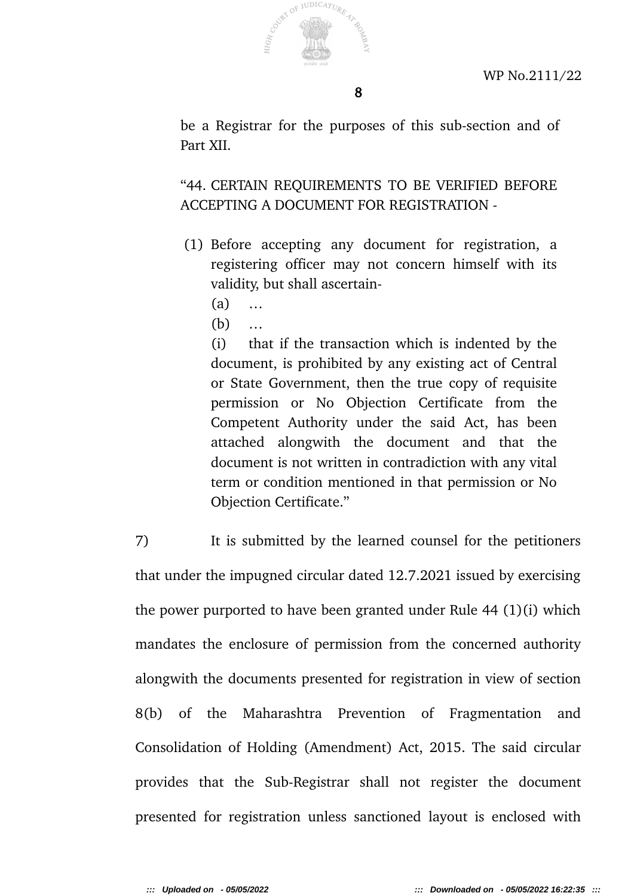be a Registrar for the purposes of this sub-section and of Part XII.

"44. CERTAIN REQUIREMENTS TO BE VERIFIED BEFORE ACCEPTING A DOCUMENT FOR REGISTRATION -

(1) Before accepting any document for registration, a registering officer may not concern himself with its validity, but shall ascertain-

(a) …

(b) …

(i) that if the transaction which is indented by the document, is prohibited by any existing act of Central or State Government, then the true copy of requisite permission or No Objection Certificate from the Competent Authority under the said Act, has been attached alongwith the document and that the document is not written in contradiction with any vital term or condition mentioned in that permission or No Objection Certificate."

7) It is submitted by the learned counsel for the petitioners that under the impugned circular dated 12.7.2021 issued by exercising the power purported to have been granted under Rule 44 (1)(i) which mandates the enclosure of permission from the concerned authority alongwith the documents presented for registration in view of section 8(b) of the Maharashtra Prevention of Fragmentation and Consolidation of Holding (Amendment) Act, 2015. The said circular provides that the Sub-Registrar shall not register the document presented for registration unless sanctioned layout is enclosed with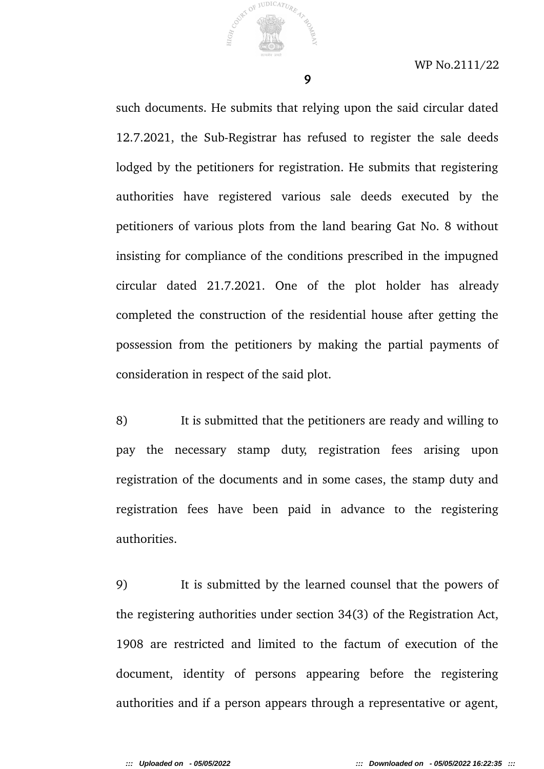such documents. He submits that relying upon the said circular dated 12.7.2021, the Sub-Registrar has refused to register the sale deeds lodged by the petitioners for registration. He submits that registering authorities have registered various sale deeds executed by the petitioners of various plots from the land bearing Gat No. 8 without insisting for compliance of the conditions prescribed in the impugned circular dated 21.7.2021. One of the plot holder has already completed the construction of the residential house after getting the possession from the petitioners by making the partial payments of consideration in respect of the said plot.

8) It is submitted that the petitioners are ready and willing to pay the necessary stamp duty, registration fees arising upon registration of the documents and in some cases, the stamp duty and registration fees have been paid in advance to the registering authorities.

9) It is submitted by the learned counsel that the powers of the registering authorities under section 34(3) of the Registration Act, 1908 are restricted and limited to the factum of execution of the document, identity of persons appearing before the registering authorities and if a person appears through a representative or agent,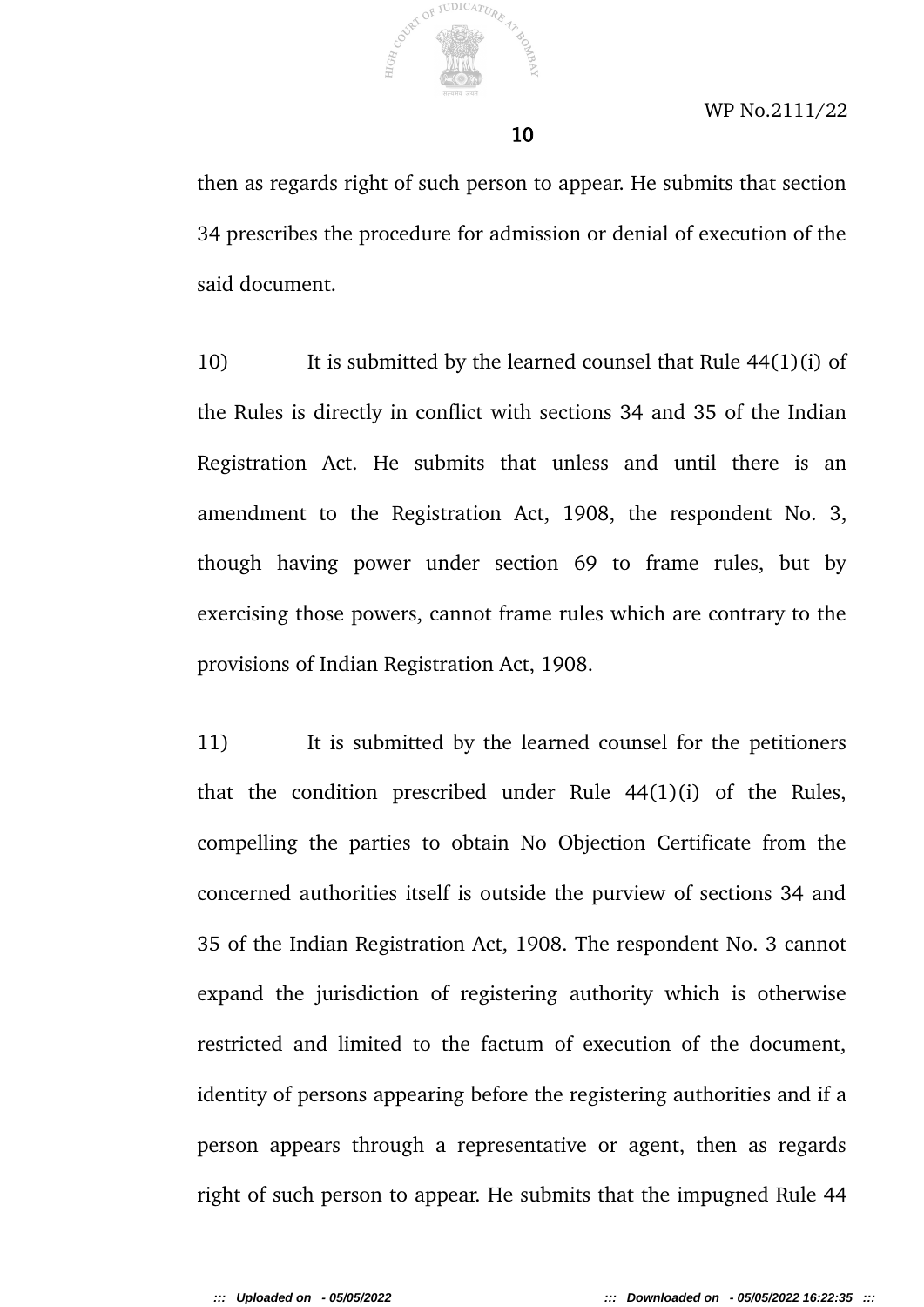then as regards right of such person to appear. He submits that section 34 prescribes the procedure for admission or denial of execution of the said document.

10) It is submitted by the learned counsel that Rule 44(1)(i) of the Rules is directly in conflict with sections 34 and 35 of the Indian Registration Act. He submits that unless and until there is an amendment to the Registration Act, 1908, the respondent No. 3, though having power under section 69 to frame rules, but by exercising those powers, cannot frame rules which are contrary to the provisions of Indian Registration Act, 1908.

11) It is submitted by the learned counsel for the petitioners that the condition prescribed under Rule 44(1)(i) of the Rules, compelling the parties to obtain No Objection Certificate from the concerned authorities itself is outside the purview of sections 34 and 35 of the Indian Registration Act, 1908. The respondent No. 3 cannot expand the jurisdiction of registering authority which is otherwise restricted and limited to the factum of execution of the document, identity of persons appearing before the registering authorities and if a person appears through a representative or agent, then as regards right of such person to appear. He submits that the impugned Rule 44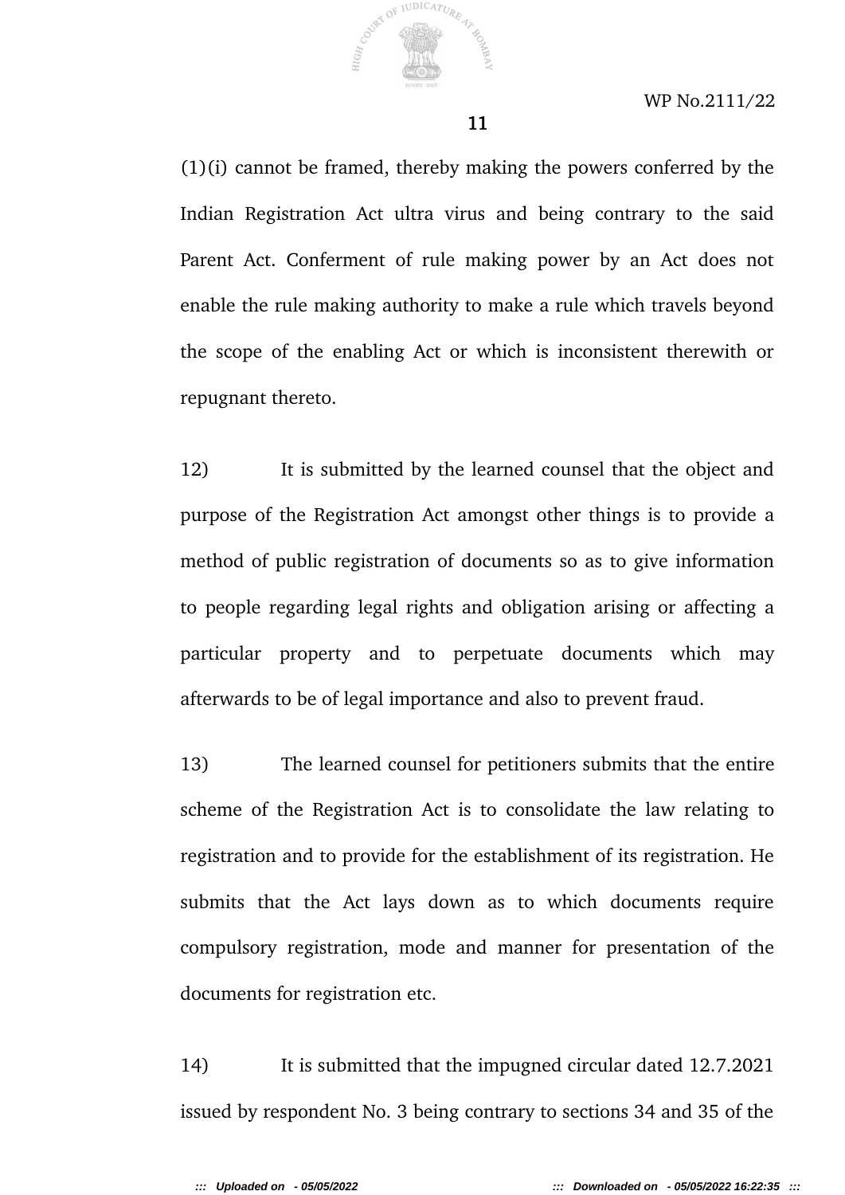(1)(i) cannot be framed, thereby making the powers conferred by the Indian Registration Act ultra virus and being contrary to the said Parent Act. Conferment of rule making power by an Act does not enable the rule making authority to make a rule which travels beyond the scope of the enabling Act or which is inconsistent therewith or repugnant thereto.

12) It is submitted by the learned counsel that the object and purpose of the Registration Act amongst other things is to provide a method of public registration of documents so as to give information to people regarding legal rights and obligation arising or affecting a particular property and to perpetuate documents which may afterwards to be of legal importance and also to prevent fraud.

13) The learned counsel for petitioners submits that the entire scheme of the Registration Act is to consolidate the law relating to registration and to provide for the establishment of its registration. He submits that the Act lays down as to which documents require compulsory registration, mode and manner for presentation of the documents for registration etc.

14) It is submitted that the impugned circular dated 12.7.2021 issued by respondent No. 3 being contrary to sections 34 and 35 of the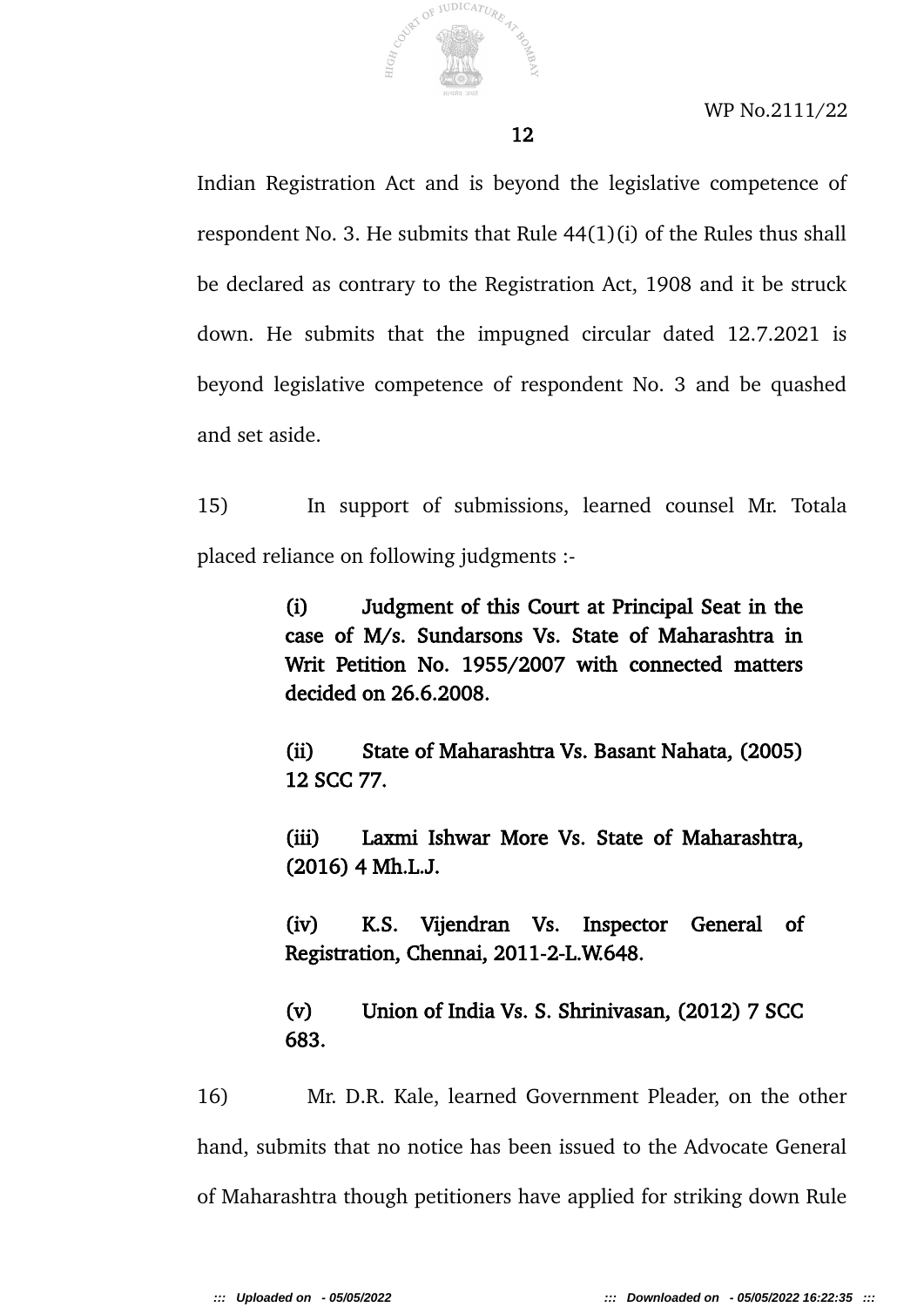Indian Registration Act and is beyond the legislative competence of respondent No. 3. He submits that Rule 44(1)(i) of the Rules thus shall be declared as contrary to the Registration Act, 1908 and it be struck down. He submits that the impugned circular dated 12.7.2021 is beyond legislative competence of respondent No. 3 and be quashed and set aside.

15) In support of submissions, learned counsel Mr. Totala placed reliance on following judgments :-

> **(i) Judgment of this Court at Principal Seat in the case of M/s. Sundarsons Vs. State of Maharashtra in Writ Petition No. 1955/2007 with connected matters decided on 26.6.2008.**
>
> **(ii) State of Maharashtra Vs. Basant Nahata, (2005) 12 SCC 77.**
>
> **(iii) Laxmi Ishwar More Vs. State of Maharashtra, (2016) 4 Mh.L.J.**
>
> **(iv) K.S. Vijendran Vs. Inspector General of Registration, Chennai, 2011-2-L.W.648.**
>
> **(v) Union of India Vs. S. Shrinivasan, (2012) 7 SCC 683.**

16) Mr. D.R. Kale, learned Government Pleader, on the other hand, submits that no notice has been issued to the Advocate General of Maharashtra though petitioners have applied for striking down Rule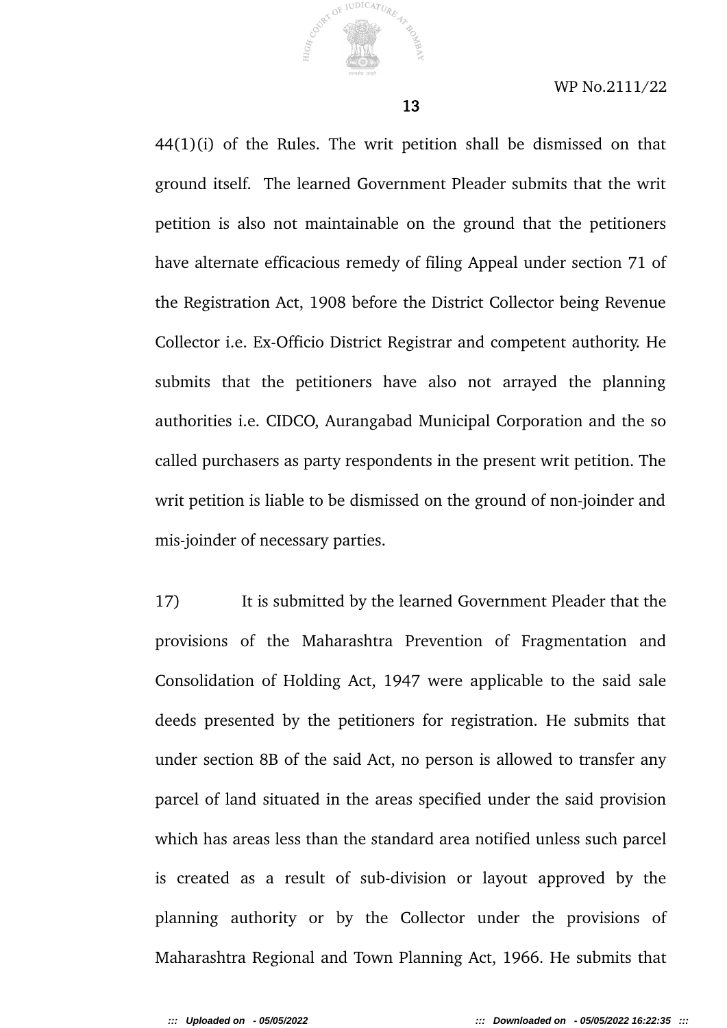44(1)(i) of the Rules. The writ petition shall be dismissed on that ground itself. The learned Government Pleader submits that the writ petition is also not maintainable on the ground that the petitioners have alternate efficacious remedy of filing Appeal under section 71 of the Registration Act, 1908 before the District Collector being Revenue Collector i.e. Ex-Officio District Registrar and competent authority. He submits that the petitioners have also not arrayed the planning authorities i.e. CIDCO, Aurangabad Municipal Corporation and the so called purchasers as party respondents in the present writ petition. The writ petition is liable to be dismissed on the ground of non-joinder and mis-joinder of necessary parties.

17) It is submitted by the learned Government Pleader that the provisions of the Maharashtra Prevention of Fragmentation and Consolidation of Holding Act, 1947 were applicable to the said sale deeds presented by the petitioners for registration. He submits that under section 8B of the said Act, no person is allowed to transfer any parcel of land situated in the areas specified under the said provision which has areas less than the standard area notified unless such parcel is created as a result of sub-division or layout approved by the planning authority or by the Collector under the provisions of Maharashtra Regional and Town Planning Act, 1966. He submits that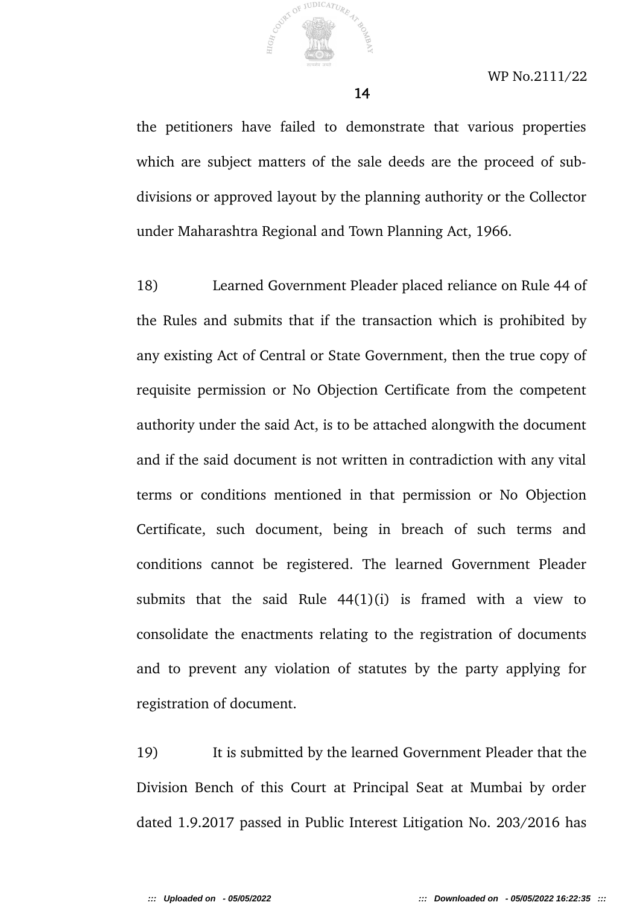the petitioners have failed to demonstrate that various properties which are subject matters of the sale deeds are the proceed of sub-divisions or approved layout by the planning authority or the Collector under Maharashtra Regional and Town Planning Act, 1966.

18) Learned Government Pleader placed reliance on Rule 44 of the Rules and submits that if the transaction which is prohibited by any existing Act of Central or State Government, then the true copy of requisite permission or No Objection Certificate from the competent authority under the said Act, is to be attached alongwith the document and if the said document is not written in contradiction with any vital terms or conditions mentioned in that permission or No Objection Certificate, such document, being in breach of such terms and conditions cannot be registered. The learned Government Pleader submits that the said Rule 44(1)(i) is framed with a view to consolidate the enactments relating to the registration of documents and to prevent any violation of statutes by the party applying for registration of document.

19) It is submitted by the learned Government Pleader that the Division Bench of this Court at Principal Seat at Mumbai by order dated 1.9.2017 passed in Public Interest Litigation No. 203/2016 has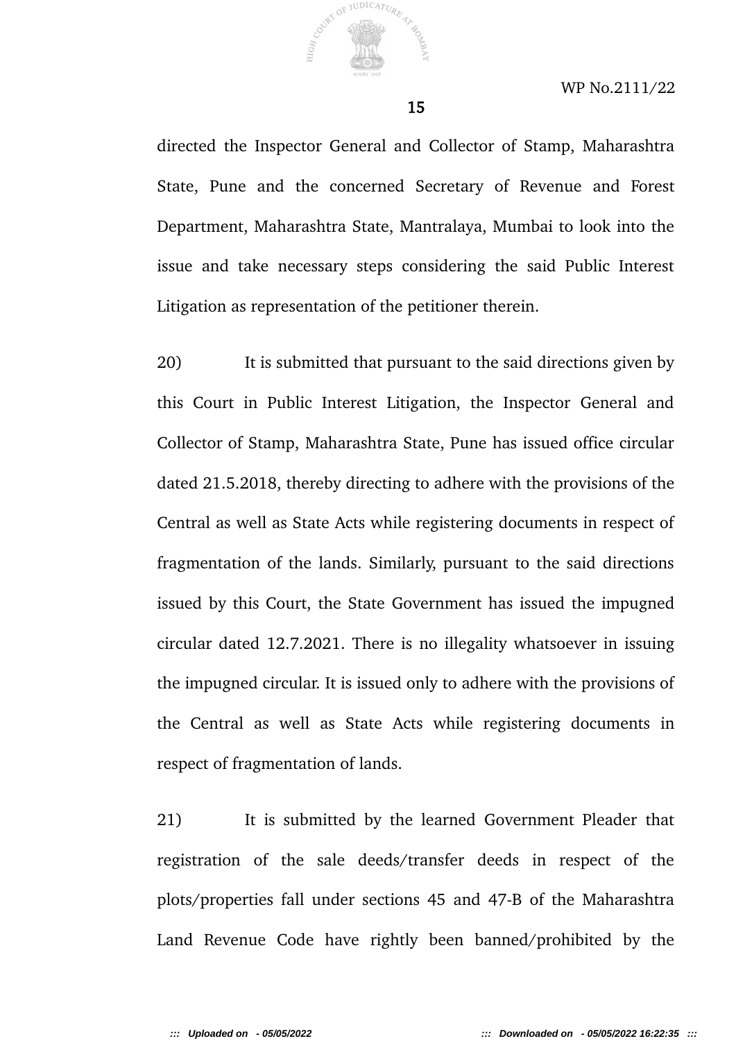directed the Inspector General and Collector of Stamp, Maharashtra State, Pune and the concerned Secretary of Revenue and Forest Department, Maharashtra State, Mantralaya, Mumbai to look into the issue and take necessary steps considering the said Public Interest Litigation as representation of the petitioner therein.

20) It is submitted that pursuant to the said directions given by this Court in Public Interest Litigation, the Inspector General and Collector of Stamp, Maharashtra State, Pune has issued office circular dated 21.5.2018, thereby directing to adhere with the provisions of the Central as well as State Acts while registering documents in respect of fragmentation of the lands. Similarly, pursuant to the said directions issued by this Court, the State Government has issued the impugned circular dated 12.7.2021. There is no illegality whatsoever in issuing the impugned circular. It is issued only to adhere with the provisions of the Central as well as State Acts while registering documents in respect of fragmentation of lands.

21) It is submitted by the learned Government Pleader that registration of the sale deeds/transfer deeds in respect of the plots/properties fall under sections 45 and 47-B of the Maharashtra Land Revenue Code have rightly been banned/prohibited by the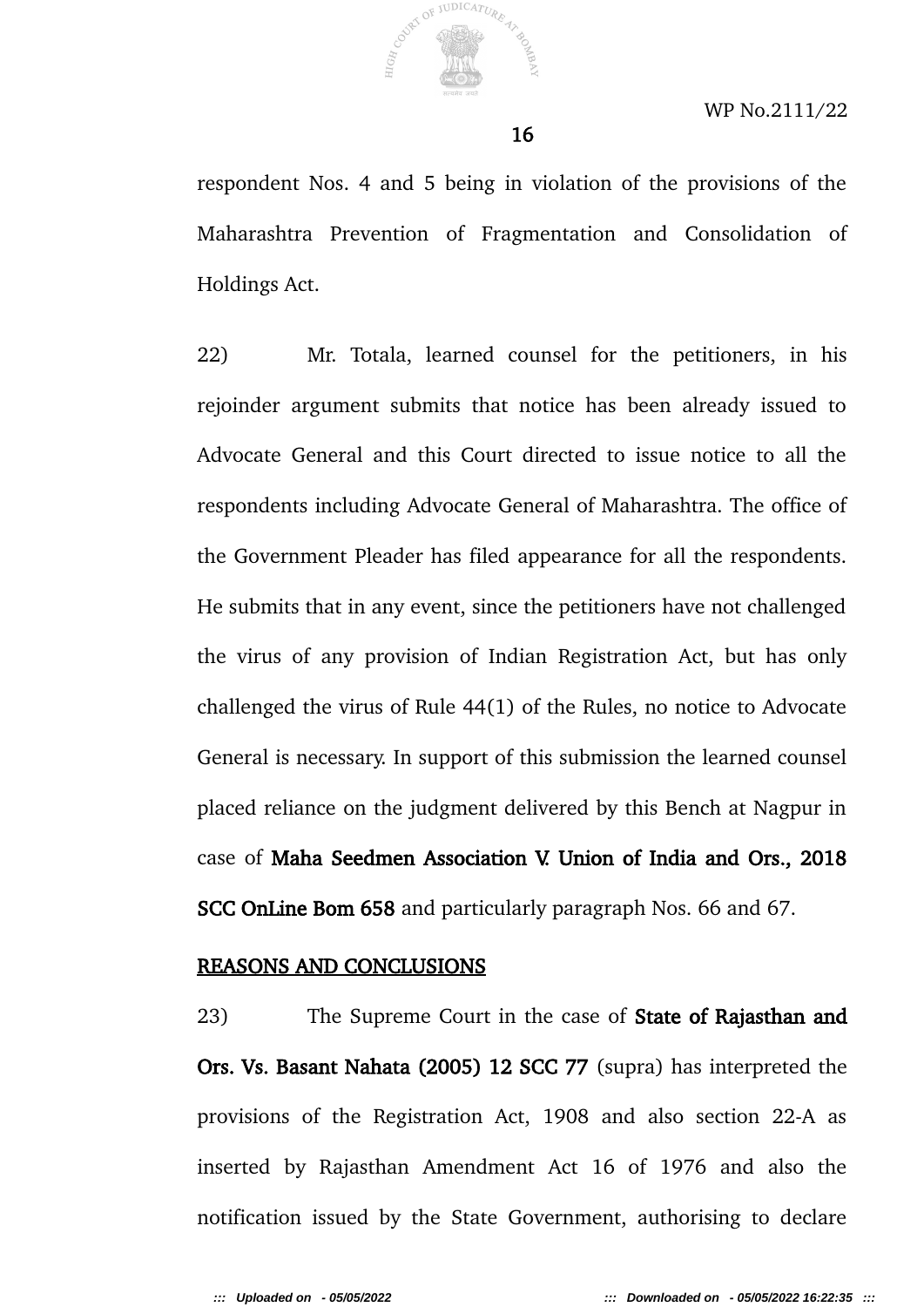respondent Nos. 4 and 5 being in violation of the provisions of the Maharashtra Prevention of Fragmentation and Consolidation of Holdings Act.

22) Mr. Totala, learned counsel for the petitioners, in his rejoinder argument submits that notice has been already issued to Advocate General and this Court directed to issue notice to all the respondents including Advocate General of Maharashtra. The office of the Government Pleader has filed appearance for all the respondents. He submits that in any event, since the petitioners have not challenged the virus of any provision of Indian Registration Act, but has only challenged the virus of Rule 44(1) of the Rules, no notice to Advocate General is necessary. In support of this submission the learned counsel placed reliance on the judgment delivered by this Bench at Nagpur in case of **Maha Seedmen Association V. Union of India and Ors., 2018 SCC OnLine Bom 658** and particularly paragraph Nos. 66 and 67.

**REASONS AND CONCLUSIONS**

23) The Supreme Court in the case of **State of Rajasthan and Ors. Vs. Basant Nahata (2005) 12 SCC 77** (supra) has interpreted the provisions of the Registration Act, 1908 and also section 22-A as inserted by Rajasthan Amendment Act 16 of 1976 and also the notification issued by the State Government, authorising to declare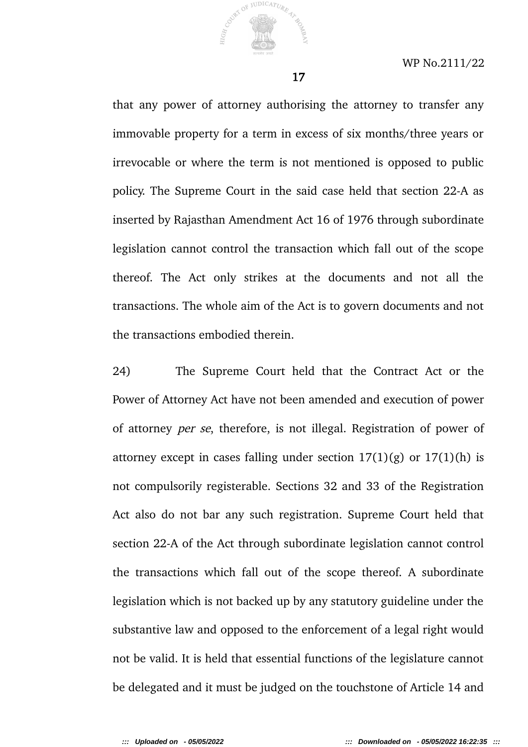that any power of attorney authorising the attorney to transfer any immovable property for a term in excess of six months/three years or irrevocable or where the term is not mentioned is opposed to public policy. The Supreme Court in the said case held that section 22-A as inserted by Rajasthan Amendment Act 16 of 1976 through subordinate legislation cannot control the transaction which fall out of the scope thereof. The Act only strikes at the documents and not all the transactions. The whole aim of the Act is to govern documents and not the transactions embodied therein.

24) The Supreme Court held that the Contract Act or the Power of Attorney Act have not been amended and execution of power of attorney *per se*, therefore, is not illegal. Registration of power of attorney except in cases falling under section 17(1)(g) or 17(1)(h) is not compulsorily registerable. Sections 32 and 33 of the Registration Act also do not bar any such registration. Supreme Court held that section 22-A of the Act through subordinate legislation cannot control the transactions which fall out of the scope thereof. A subordinate legislation which is not backed up by any statutory guideline under the substantive law and opposed to the enforcement of a legal right would not be valid. It is held that essential functions of the legislature cannot be delegated and it must be judged on the touchstone of Article 14 and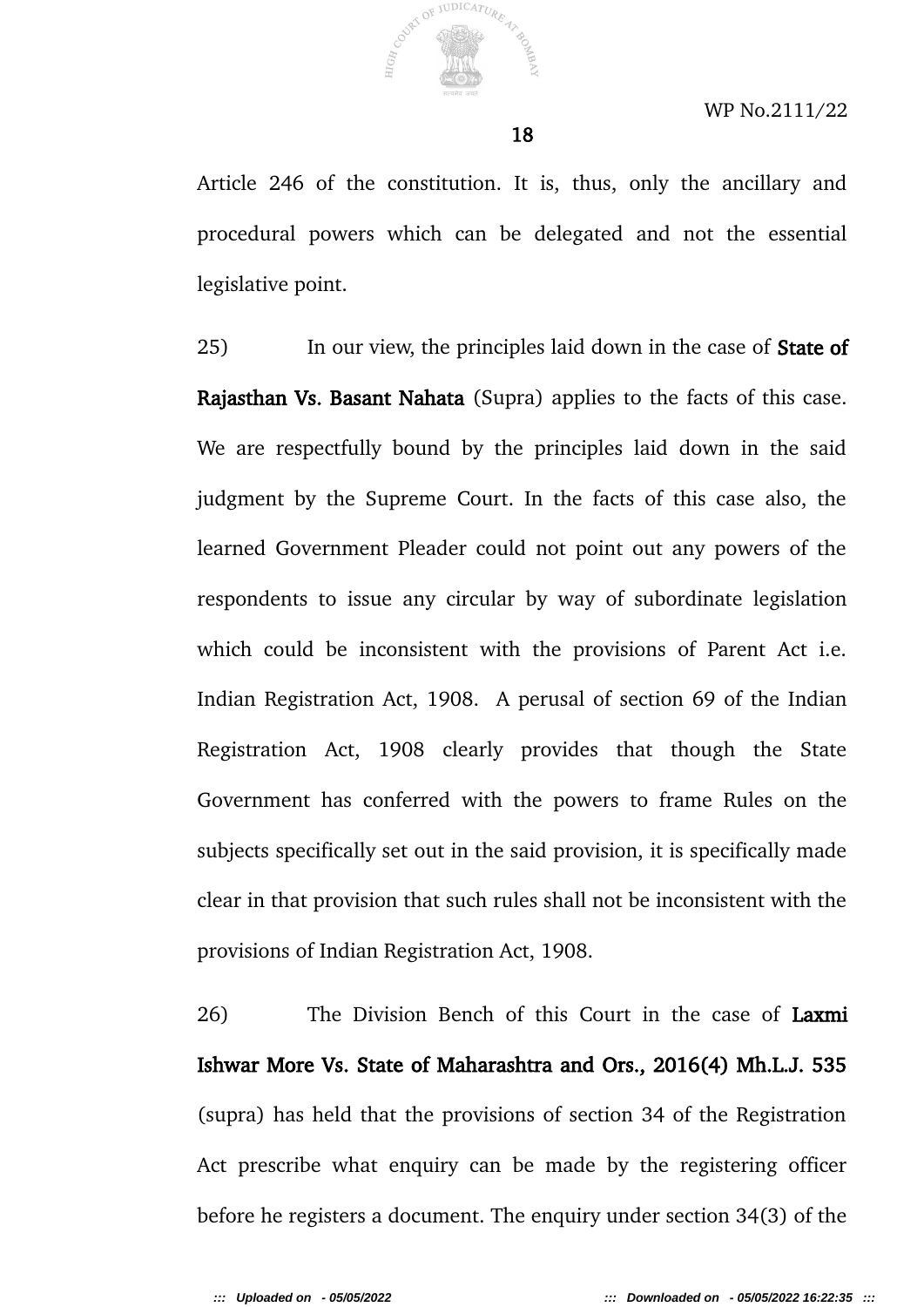Article 246 of the constitution. It is, thus, only the ancillary and procedural powers which can be delegated and not the essential legislative point.

25) In our view, the principles laid down in the case of **State of Rajasthan Vs. Basant Nahata** (Supra) applies to the facts of this case. We are respectfully bound by the principles laid down in the said judgment by the Supreme Court. In the facts of this case also, the learned Government Pleader could not point out any powers of the respondents to issue any circular by way of subordinate legislation which could be inconsistent with the provisions of Parent Act i.e. Indian Registration Act, 1908. A perusal of section 69 of the Indian Registration Act, 1908 clearly provides that though the State Government has conferred with the powers to frame Rules on the subjects specifically set out in the said provision, it is specifically made clear in that provision that such rules shall not be inconsistent with the provisions of Indian Registration Act, 1908.

26) The Division Bench of this Court in the case of **Laxmi Ishwar More Vs. State of Maharashtra and Ors., 2016(4) Mh.L.J. 535** (supra) has held that the provisions of section 34 of the Registration Act prescribe what enquiry can be made by the registering officer before he registers a document. The enquiry under section 34(3) of the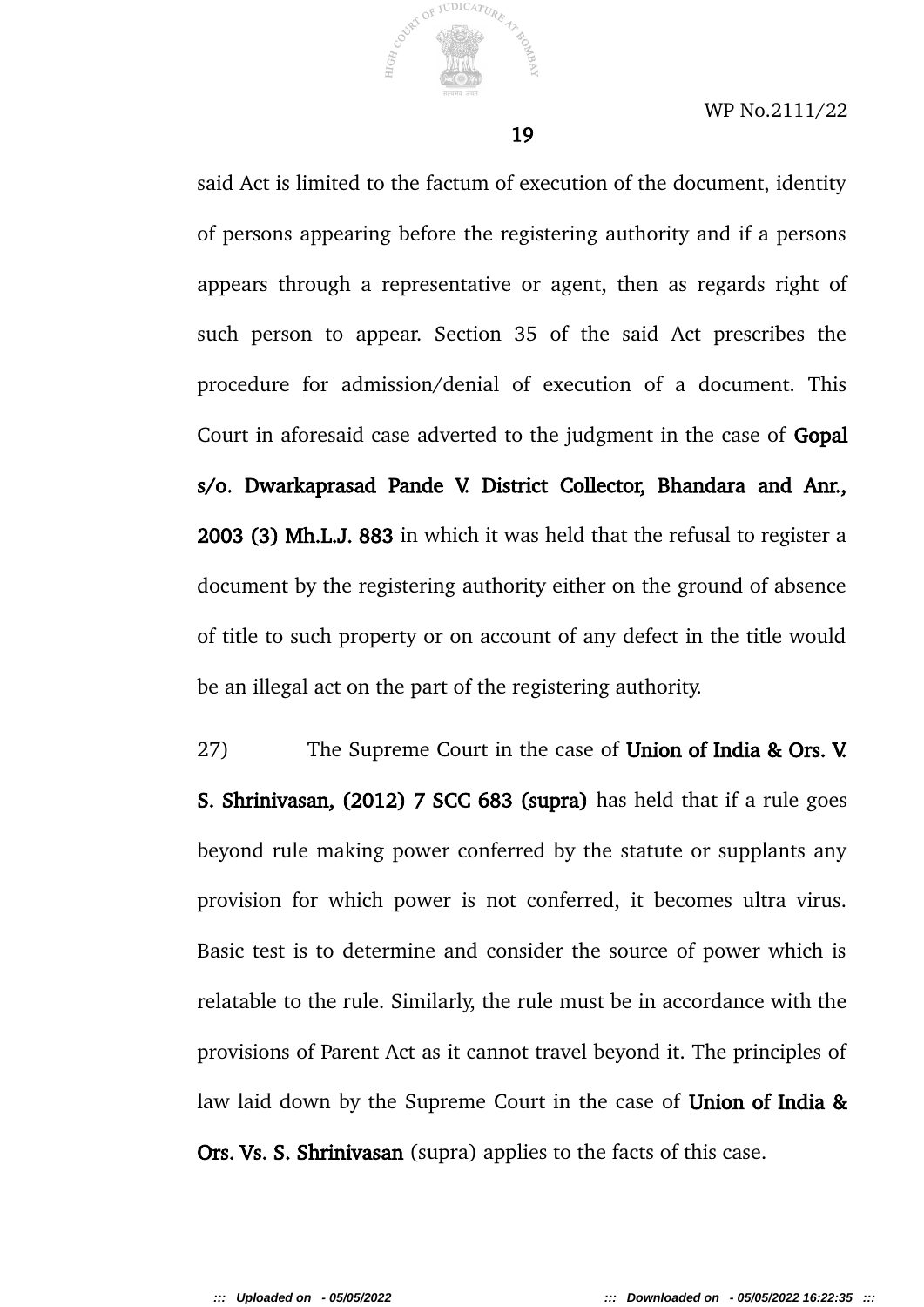said Act is limited to the factum of execution of the document, identity of persons appearing before the registering authority and if a persons appears through a representative or agent, then as regards right of such person to appear. Section 35 of the said Act prescribes the procedure for admission/denial of execution of a document. This Court in aforesaid case adverted to the judgment in the case of **Gopal s/o. Dwarkaprasad Pande V. District Collector, Bhandara and Anr., 2003 (3) Mh.L.J. 883** in which it was held that the refusal to register a document by the registering authority either on the ground of absence of title to such property or on account of any defect in the title would be an illegal act on the part of the registering authority.

27) The Supreme Court in the case of **Union of India & Ors. V. S. Shrinivasan, (2012) 7 SCC 683 (supra)** has held that if a rule goes beyond rule making power conferred by the statute or supplants any provision for which power is not conferred, it becomes ultra virus. Basic test is to determine and consider the source of power which is relatable to the rule. Similarly, the rule must be in accordance with the provisions of Parent Act as it cannot travel beyond it. The principles of law laid down by the Supreme Court in the case of **Union of India & Ors. Vs. S. Shrinivasan** (supra) applies to the facts of this case.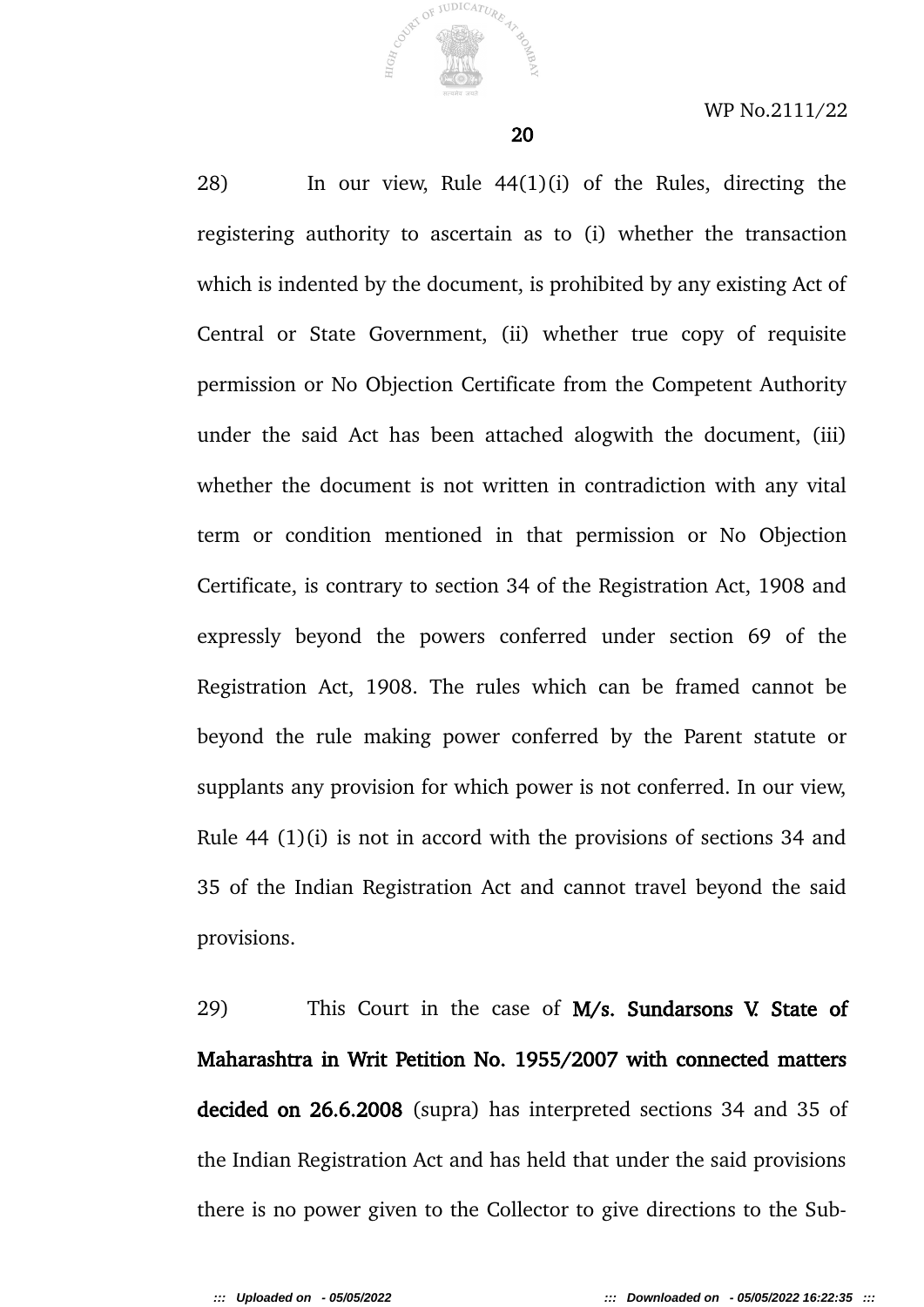28) In our view, Rule 44(1)(i) of the Rules, directing the registering authority to ascertain as to (i) whether the transaction which is indented by the document, is prohibited by any existing Act of Central or State Government, (ii) whether true copy of requisite permission or No Objection Certificate from the Competent Authority under the said Act has been attached alogwith the document, (iii) whether the document is not written in contradiction with any vital term or condition mentioned in that permission or No Objection Certificate, is contrary to section 34 of the Registration Act, 1908 and expressly beyond the powers conferred under section 69 of the Registration Act, 1908. The rules which can be framed cannot be beyond the rule making power conferred by the Parent statute or supplants any provision for which power is not conferred. In our view, Rule 44 (1)(i) is not in accord with the provisions of sections 34 and 35 of the Indian Registration Act and cannot travel beyond the said provisions.

29) This Court in the case of **M/s. Sundarsons V. State of Maharashtra in Writ Petition No. 1955/2007 with connected matters decided on 26.6.2008** (supra) has interpreted sections 34 and 35 of the Indian Registration Act and has held that under the said provisions there is no power given to the Collector to give directions to the Sub-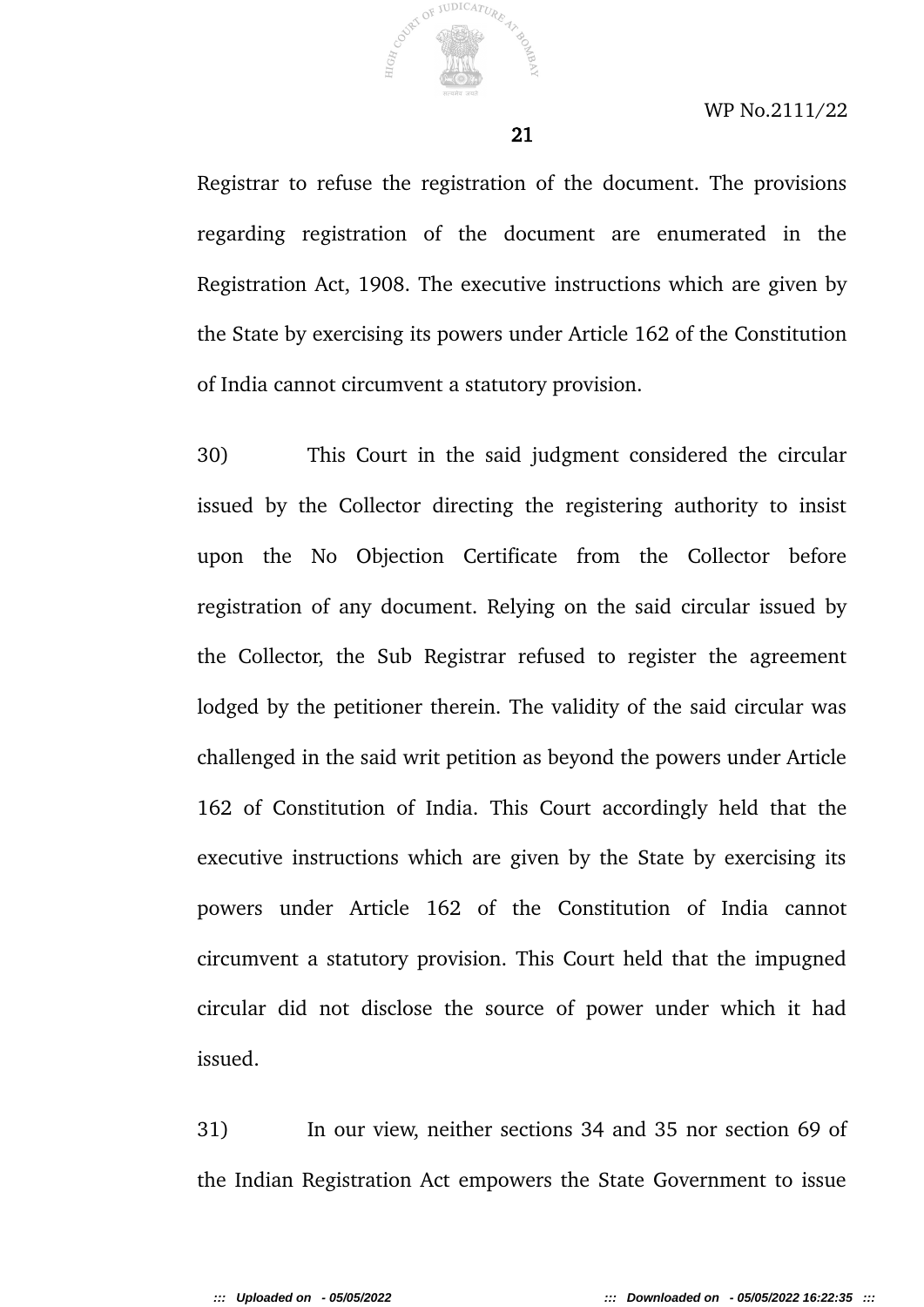Registrar to refuse the registration of the document. The provisions regarding registration of the document are enumerated in the Registration Act, 1908. The executive instructions which are given by the State by exercising its powers under Article 162 of the Constitution of India cannot circumvent a statutory provision.

30) This Court in the said judgment considered the circular issued by the Collector directing the registering authority to insist upon the No Objection Certificate from the Collector before registration of any document. Relying on the said circular issued by the Collector, the Sub Registrar refused to register the agreement lodged by the petitioner therein. The validity of the said circular was challenged in the said writ petition as beyond the powers under Article 162 of Constitution of India. This Court accordingly held that the executive instructions which are given by the State by exercising its powers under Article 162 of the Constitution of India cannot circumvent a statutory provision. This Court held that the impugned circular did not disclose the source of power under which it had issued.

31) In our view, neither sections 34 and 35 nor section 69 of the Indian Registration Act empowers the State Government to issue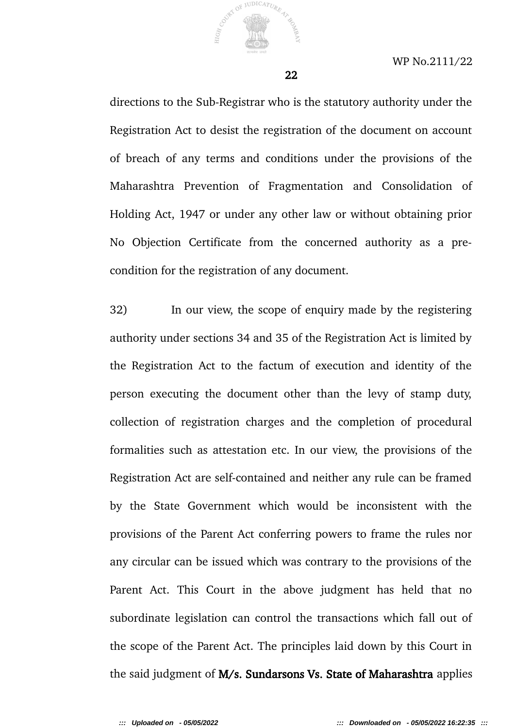directions to the Sub-Registrar who is the statutory authority under the Registration Act to desist the registration of the document on account of breach of any terms and conditions under the provisions of the Maharashtra Prevention of Fragmentation and Consolidation of Holding Act, 1947 or under any other law or without obtaining prior No Objection Certificate from the concerned authority as a pre-condition for the registration of any document.

32) In our view, the scope of enquiry made by the registering authority under sections 34 and 35 of the Registration Act is limited by the Registration Act to the factum of execution and identity of the person executing the document other than the levy of stamp duty, collection of registration charges and the completion of procedural formalities such as attestation etc. In our view, the provisions of the Registration Act are self-contained and neither any rule can be framed by the State Government which would be inconsistent with the provisions of the Parent Act conferring powers to frame the rules nor any circular can be issued which was contrary to the provisions of the Parent Act. This Court in the above judgment has held that no subordinate legislation can control the transactions which fall out of the scope of the Parent Act. The principles laid down by this Court in the said judgment of **M/s. Sundarsons Vs. State of Maharashtra** applies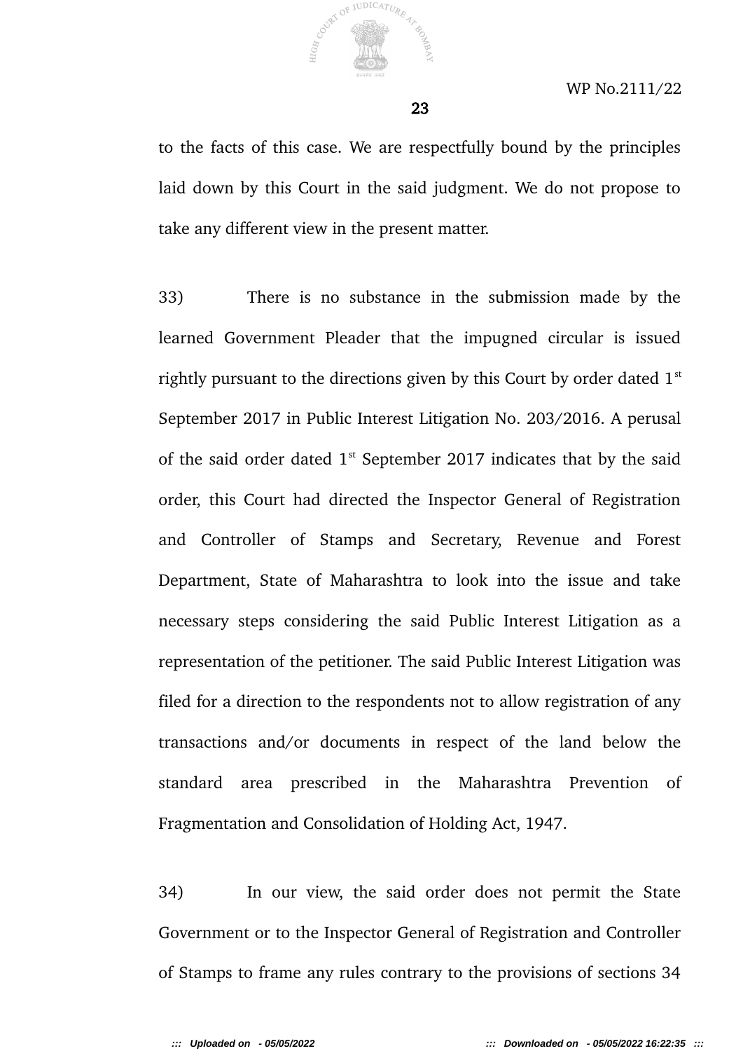to the facts of this case. We are respectfully bound by the principles laid down by this Court in the said judgment. We do not propose to take any different view in the present matter.

33) There is no substance in the submission made by the learned Government Pleader that the impugned circular is issued rightly pursuant to the directions given by this Court by order dated 1st September 2017 in Public Interest Litigation No. 203/2016. A perusal of the said order dated 1st September 2017 indicates that by the said order, this Court had directed the Inspector General of Registration and Controller of Stamps and Secretary, Revenue and Forest Department, State of Maharashtra to look into the issue and take necessary steps considering the said Public Interest Litigation as a representation of the petitioner. The said Public Interest Litigation was filed for a direction to the respondents not to allow registration of any transactions and/or documents in respect of the land below the standard area prescribed in the Maharashtra Prevention of Fragmentation and Consolidation of Holding Act, 1947.

34) In our view, the said order does not permit the State Government or to the Inspector General of Registration and Controller of Stamps to frame any rules contrary to the provisions of sections 34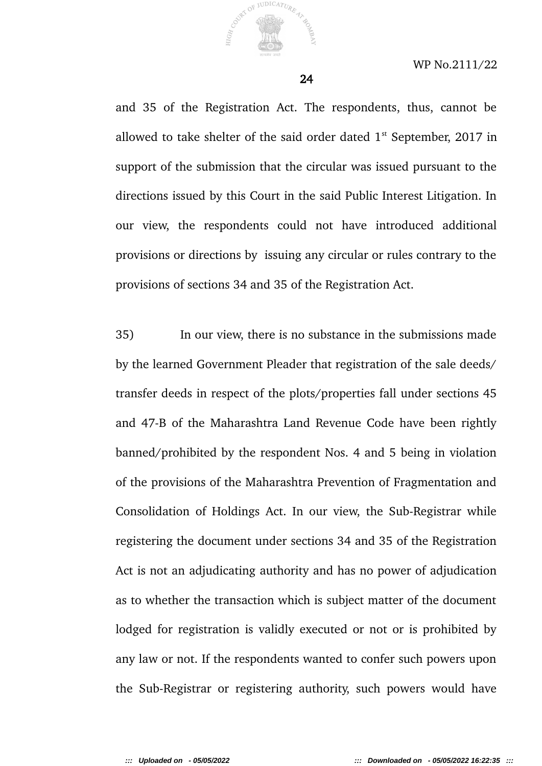and 35 of the Registration Act. The respondents, thus, cannot be allowed to take shelter of the said order dated 1st September, 2017 in support of the submission that the circular was issued pursuant to the directions issued by this Court in the said Public Interest Litigation. In our view, the respondents could not have introduced additional provisions or directions by issuing any circular or rules contrary to the provisions of sections 34 and 35 of the Registration Act.

35) In our view, there is no substance in the submissions made by the learned Government Pleader that registration of the sale deeds/ transfer deeds in respect of the plots/properties fall under sections 45 and 47-B of the Maharashtra Land Revenue Code have been rightly banned/prohibited by the respondent Nos. 4 and 5 being in violation of the provisions of the Maharashtra Prevention of Fragmentation and Consolidation of Holdings Act. In our view, the Sub-Registrar while registering the document under sections 34 and 35 of the Registration Act is not an adjudicating authority and has no power of adjudication as to whether the transaction which is subject matter of the document lodged for registration is validly executed or not or is prohibited by any law or not. If the respondents wanted to confer such powers upon the Sub-Registrar or registering authority, such powers would have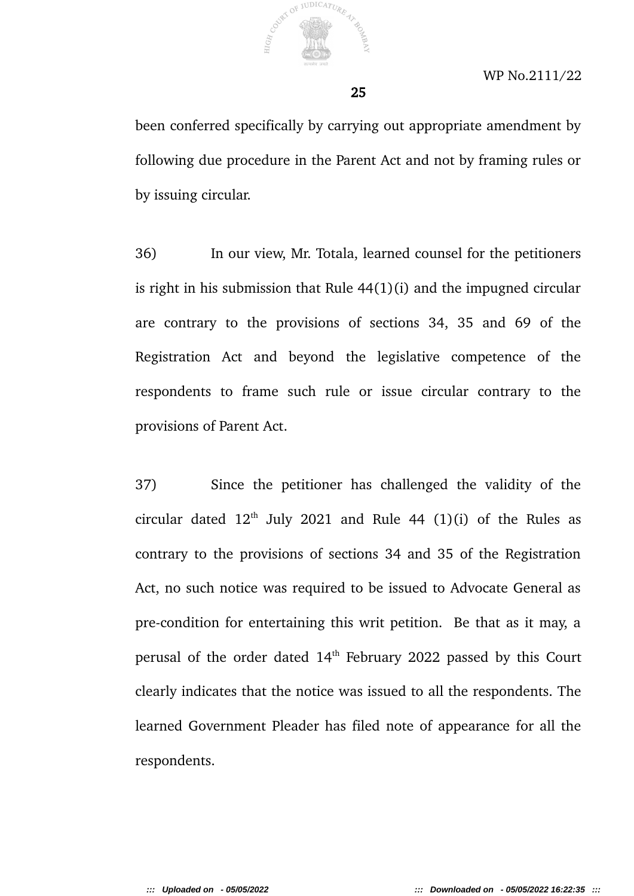been conferred specifically by carrying out appropriate amendment by following due procedure in the Parent Act and not by framing rules or by issuing circular.

36) In our view, Mr. Totala, learned counsel for the petitioners is right in his submission that Rule 44(1)(i) and the impugned circular are contrary to the provisions of sections 34, 35 and 69 of the Registration Act and beyond the legislative competence of the respondents to frame such rule or issue circular contrary to the provisions of Parent Act.

37) Since the petitioner has challenged the validity of the circular dated 12th July 2021 and Rule 44 (1)(i) of the Rules as contrary to the provisions of sections 34 and 35 of the Registration Act, no such notice was required to be issued to Advocate General as pre-condition for entertaining this writ petition. Be that as it may, a perusal of the order dated 14th February 2022 passed by this Court clearly indicates that the notice was issued to all the respondents. The learned Government Pleader has filed note of appearance for all the respondents.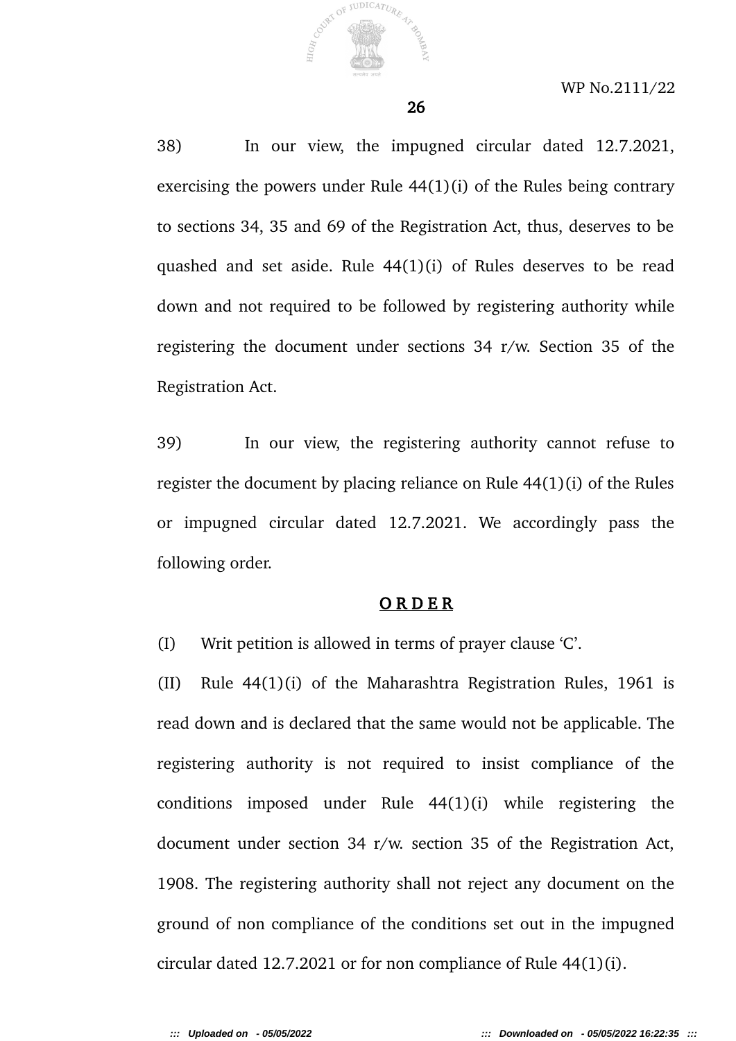38) In our view, the impugned circular dated 12.7.2021, exercising the powers under Rule 44(1)(i) of the Rules being contrary to sections 34, 35 and 69 of the Registration Act, thus, deserves to be quashed and set aside. Rule 44(1)(i) of Rules deserves to be read down and not required to be followed by registering authority while registering the document under sections 34 r/w. Section 35 of the Registration Act.

39) In our view, the registering authority cannot refuse to register the document by placing reliance on Rule 44(1)(i) of the Rules or impugned circular dated 12.7.2021. We accordingly pass the following order.

## O R D E R

(I) Writ petition is allowed in terms of prayer clause 'C'.

(II) Rule 44(1)(i) of the Maharashtra Registration Rules, 1961 is read down and is declared that the same would not be applicable. The registering authority is not required to insist compliance of the conditions imposed under Rule 44(1)(i) while registering the document under section 34 r/w. section 35 of the Registration Act, 1908. The registering authority shall not reject any document on the ground of non compliance of the conditions set out in the impugned circular dated 12.7.2021 or for non compliance of Rule 44(1)(i).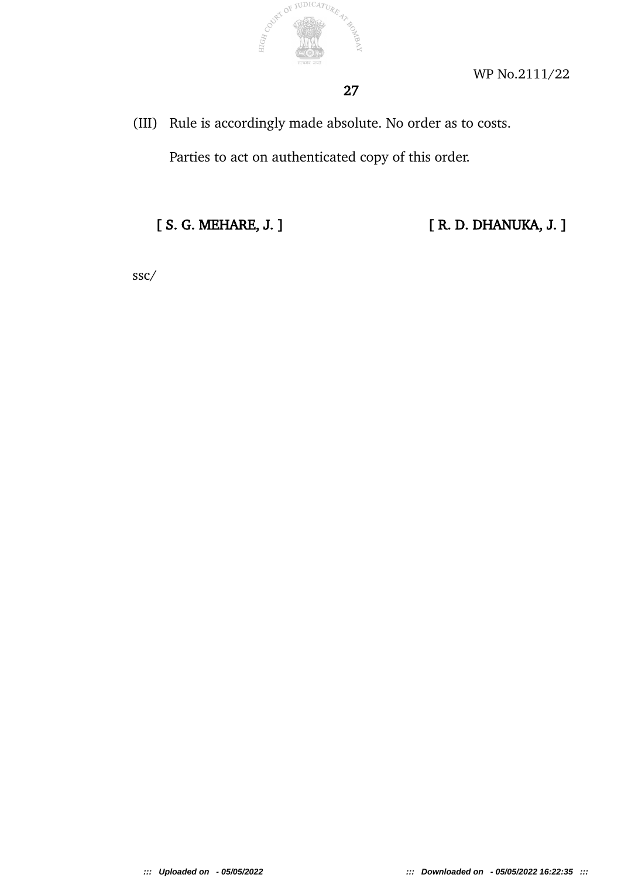(III) Rule is accordingly made absolute. No order as to costs.

Parties to act on authenticated copy of this order.

[ S. G. MEHARE, J. ] [ R. D. DHANUKA, J. ]

ssc/